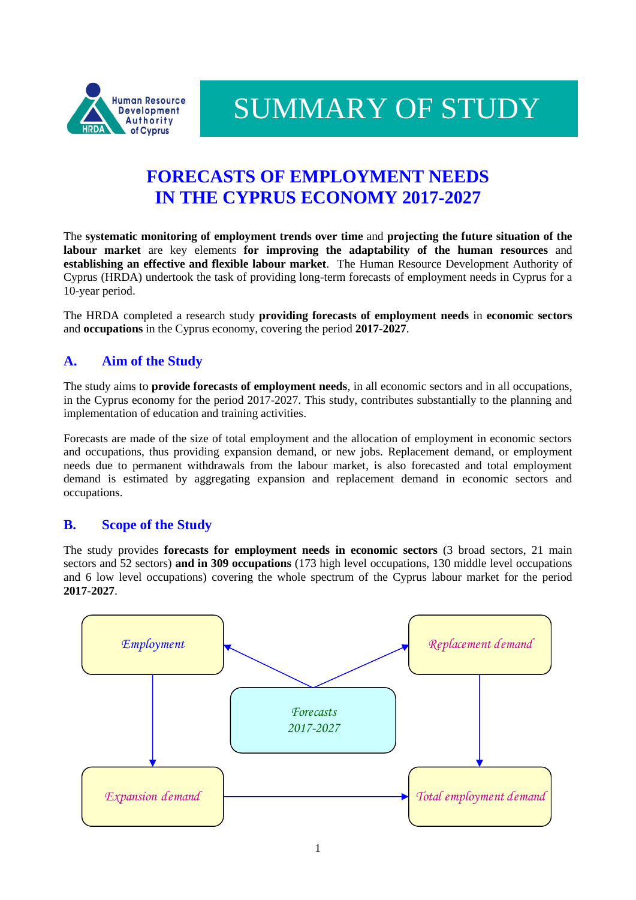Human Resource Development Authority of Cyprus

HRDA

# SUMMARY OF STUDY

## FORECASTS OF EMPLOYMENT NEEDS IN THE CYPRUS ECONOMY 2017-2027

The **systematic monitoring of employment trends over time** and **projecting the future situation of the labour market** are key elements **for improving the adaptability of the human resources** and **establishing an effective and flexible labour market**. The Human Resource Development Authority of Cyprus (HRDA) undertook the task of providing long-term forecasts of employment needs in Cyprus for a 10-year period.

The HRDA completed a research study **providing forecasts of employment needs** in **economic sectors** and **occupations** in the Cyprus economy, covering the period **2017-2027**.

### A. Aim of the Study

The study aims to **provide forecasts of employment needs**, in all economic sectors and in all occupations, in the Cyprus economy for the period 2017-2027. This study, contributes substantially to the planning and implementation of education and training activities.

Forecasts are made of the size of total employment and the allocation of employment in economic sectors and occupations, thus providing expansion demand, or new jobs. Replacement demand, or employment needs due to permanent withdrawals from the labour market, is also forecasted and total employment demand is estimated by aggregating expansion and replacement demand in economic sectors and occupations.

### B. Scope of the Study

The study provides **forecasts for employment needs in economic sectors** (3 broad sectors, 21 main sectors and 52 sectors) **and in 309 occupations** (173 high level occupations, 130 middle level occupations and 6 low level occupations) covering the whole spectrum of the Cyprus labour market for the period **2017-2027**.

*Employment*

*Replacement demand*

*Forecasts 2017-2027*

*Expansion demand*

*Total employment demand*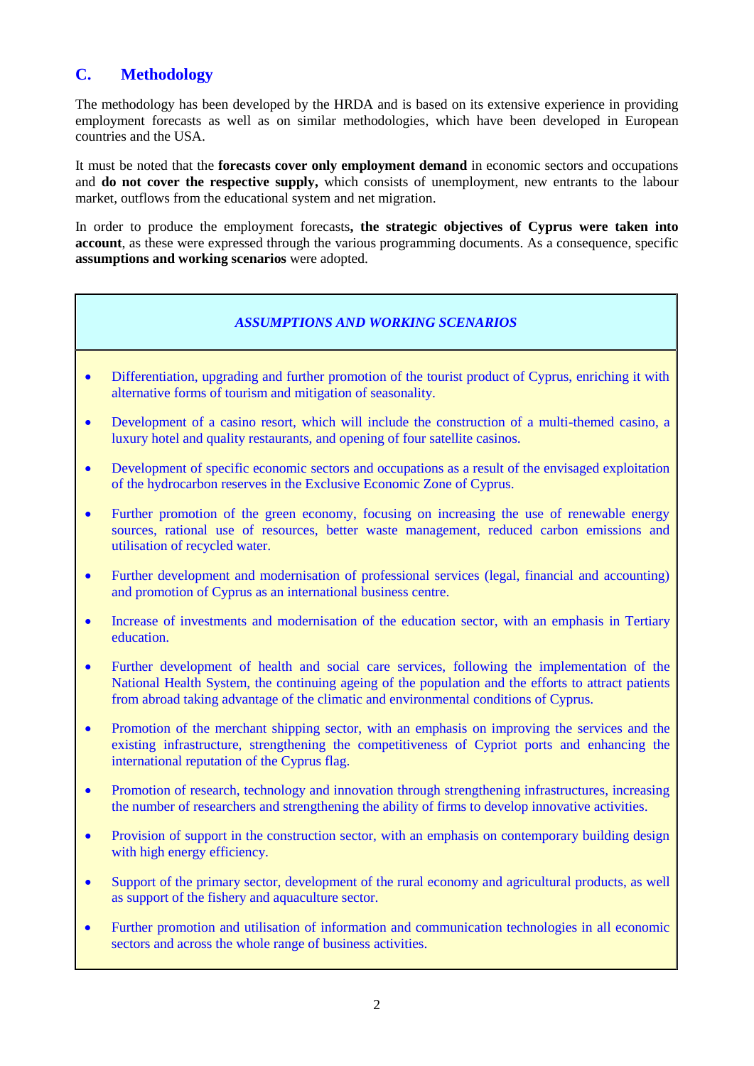## C. Methodology

The methodology has been developed by the HRDA and is based on its extensive experience in providing employment forecasts as well as on similar methodologies, which have been developed in European countries and the USA.

It must be noted that the **forecasts cover only employment demand** in economic sectors and occupations and **do not cover the respective supply,** which consists of unemployment, new entrants to the labour market, outflows from the educational system and net migration.

In order to produce the employment forecasts**, the strategic objectives of Cyprus were taken into account**, as these were expressed through the various programming documents. As a consequence, specific **assumptions and working scenarios** were adopted.

***ASSUMPTIONS AND WORKING SCENARIOS***

- Differentiation, upgrading and further promotion of the tourist product of Cyprus, enriching it with alternative forms of tourism and mitigation of seasonality.
- Development of a casino resort, which will include the construction of a multi-themed casino, a luxury hotel and quality restaurants, and opening of four satellite casinos.
- Development of specific economic sectors and occupations as a result of the envisaged exploitation of the hydrocarbon reserves in the Exclusive Economic Zone of Cyprus.
- Further promotion of the green economy, focusing on increasing the use of renewable energy sources, rational use of resources, better waste management, reduced carbon emissions and utilisation of recycled water.
- Further development and modernisation of professional services (legal, financial and accounting) and promotion of Cyprus as an international business centre.
- Increase of investments and modernisation of the education sector, with an emphasis in Tertiary education.
- Further development of health and social care services, following the implementation of the National Health System, the continuing ageing of the population and the efforts to attract patients from abroad taking advantage of the climatic and environmental conditions of Cyprus.
- Promotion of the merchant shipping sector, with an emphasis on improving the services and the existing infrastructure, strengthening the competitiveness of Cypriot ports and enhancing the international reputation of the Cyprus flag.
- Promotion of research, technology and innovation through strengthening infrastructures, increasing the number of researchers and strengthening the ability of firms to develop innovative activities.
- Provision of support in the construction sector, with an emphasis on contemporary building design with high energy efficiency.
- Support of the primary sector, development of the rural economy and agricultural products, as well as support of the fishery and aquaculture sector.
- Further promotion and utilisation of information and communication technologies in all economic sectors and across the whole range of business activities.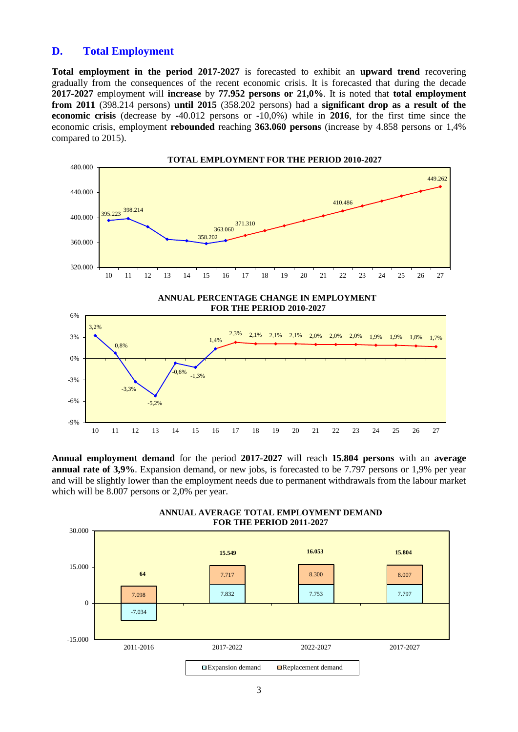## D. Total Employment

**Total employment in the period 2017-2027** is forecasted to exhibit an **upward trend** recovering gradually from the consequences of the recent economic crisis. It is forecasted that during the decade **2017-2027** employment will **increase** by **77.952 persons or 21,0%**. It is noted that **total employment from 2011** (398.214 persons) **until 2015** (358.202 persons) had a **significant drop as a result of the economic crisis** (decrease by -40.012 persons or -10,0%) while in **2016**, for the first time since the economic crisis, employment **rebounded** reaching **363.060 persons** (increase by 4.858 persons or 1,4% compared to 2015).

**TOTAL EMPLOYMENT FOR THE PERIOD 2010-2027**

| Year | 10 | 11 | 15 | 16 | 17 | 22 | 27 |
|---|---|---|---|---|---|---|---|
| Total employment | 395.223 | 398.214 | 358.202 | 363.060 | 371.310 | 410.486 | 449.262 |

**ANNUAL PERCENTAGE CHANGE IN EMPLOYMENT FOR THE PERIOD 2010-2027**

| Year | 10 | 11 | 12 | 13 | 14 | 15 | 16 | 17 | 18 | 19 | 20 | 21 | 22 | 23 | 24 | 25 | 26 | 27 |
|---|---|---|---|---|---|---|---|---|---|---|---|---|---|---|---|---|---|---|
| % change | 3,2% | 0,8% | -3,3% | -5,2% | -0,6% | -1,3% | 1,4% | 2,3% | 2,1% | 2,1% | 2,1% | 2,0% | 2,0% | 2,0% | 1,9% | 1,9% | 1,8% | 1,7% |

**Annual employment demand** for the period **2017-2027** will reach **15.804 persons** with an **average annual rate of 3,9%**. Expansion demand, or new jobs, is forecasted to be 7.797 persons or 1,9% per year and will be slightly lower than the employment needs due to permanent withdrawals from the labour market which will be 8.007 persons or 2,0% per year.

**ANNUAL AVERAGE TOTAL EMPLOYMENT DEMAND FOR THE PERIOD 2011-2027**

| | 2011-2016 | 2017-2022 | 2022-2027 | 2017-2027 |
|---|---|---|---|---|
| Expansion demand | -7.034 | 7.832 | 7.753 | 7.797 |
| Replacement demand | 7.098 | 7.717 | 8.300 | 8.007 |
| Total | 64 | 15.549 | 16.053 | 15.804 |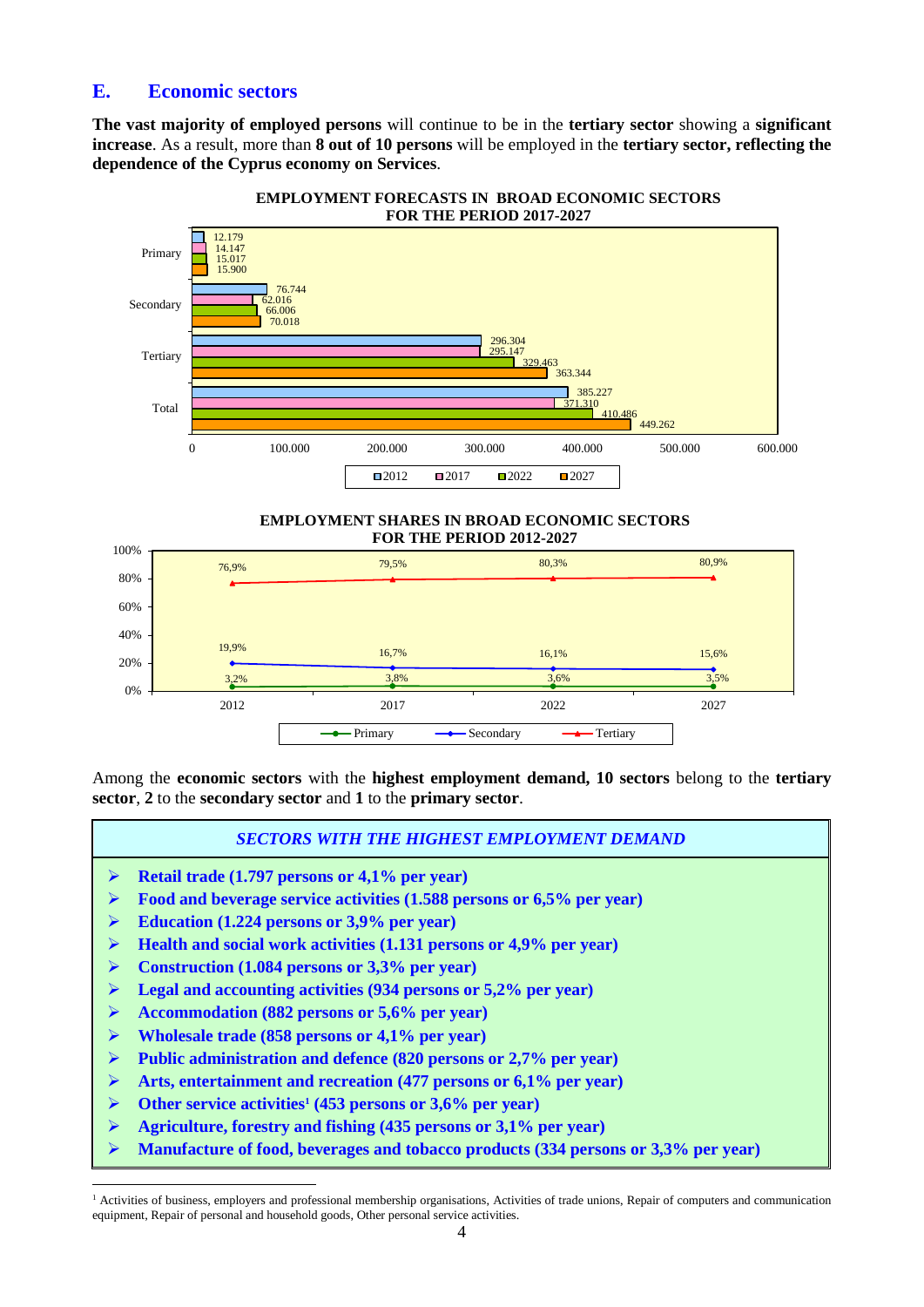## E. Economic sectors

**The vast majority of employed persons** will continue to be in the **tertiary sector** showing a **significant increase**. As a result, more than **8 out of 10 persons** will be employed in the **tertiary sector, reflecting the dependence of the Cyprus economy on Services**.

**EMPLOYMENT FORECASTS IN BROAD ECONOMIC SECTORS FOR THE PERIOD 2017-2027**

| | 2012 | 2017 | 2022 | 2027 |
|---|---|---|---|---|
| Primary | 12.179 | 14.147 | 15.017 | 15.900 |
| Secondary | 76.744 | 62.016 | 66.006 | 70.018 |
| Tertiary | 296.304 | 295.147 | 329.463 | 363.344 |
| Total | 385.227 | 371.310 | 410.486 | 449.262 |

**EMPLOYMENT SHARES IN BROAD ECONOMIC SECTORS FOR THE PERIOD 2012-2027**

| | 2012 | 2017 | 2022 | 2027 |
|---|---|---|---|---|
| Primary | 3,2% | 3,8% | 3,6% | 3,5% |
| Secondary | 19,9% | 16,7% | 16,1% | 15,6% |
| Tertiary | 76,9% | 79,5% | 80,3% | 80,9% |

Among the **economic sectors** with the **highest employment demand, 10 sectors** belong to the **tertiary sector**, **2** to the **secondary sector** and **1** to the **primary sector**.

***SECTORS WITH THE HIGHEST EMPLOYMENT DEMAND***

- **Retail trade (1.797 persons or 4,1% per year)**
- **Food and beverage service activities (1.588 persons or 6,5% per year)**
- **Education (1.224 persons or 3,9% per year)**
- **Health and social work activities (1.131 persons or 4,9% per year)**
- **Construction (1.084 persons or 3,3% per year)**
- **Legal and accounting activities (934 persons or 5,2% per year)**
- **Accommodation (882 persons or 5,6% per year)**
- **Wholesale trade (858 persons or 4,1% per year)**
- **Public administration and defence (820 persons or 2,7% per year)**
- **Arts, entertainment and recreation (477 persons or 6,1% per year)**
- **Other service activities[1] (453 persons or 3,6% per year)**
- **Agriculture, forestry and fishing (435 persons or 3,1% per year)**
- **Manufacture of food, beverages and tobacco products (334 persons or 3,3% per year)**

---

[1] Activities of business, employers and professional membership organisations, Activities of trade unions, Repair of computers and communication equipment, Repair of personal and household goods, Other personal service activities.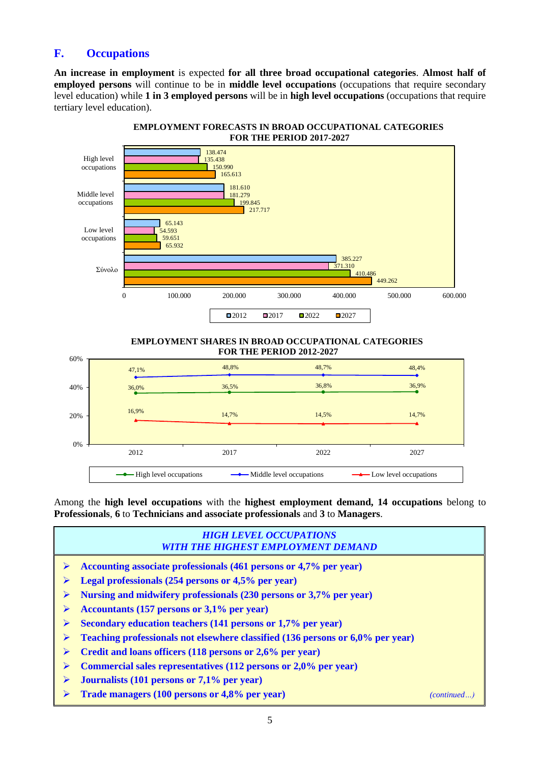## F. Occupations

**An increase in employment** is expected **for all three broad occupational categories**. **Almost half of employed persons** will continue to be in **middle level occupations** (occupations that require secondary level education) while **1 in 3 employed persons** will be in **high level occupations** (occupations that require tertiary level education).

**EMPLOYMENT FORECASTS IN BROAD OCCUPATIONAL CATEGORIES FOR THE PERIOD 2017-2027**

| | 2012 | 2017 | 2022 | 2027 |
|---|---|---|---|---|
| High level occupations | 138.474 | 135.438 | 150.990 | 165.613 |
| Middle level occupations | 181.610 | 181.279 | 199.845 | 217.717 |
| Low level occupations | 65.143 | 54.593 | 59.651 | 65.932 |
| Σύνολο | 385.227 | 371.310 | 410.486 | 449.262 |

**EMPLOYMENT SHARES IN BROAD OCCUPATIONAL CATEGORIES FOR THE PERIOD 2012-2027**

| | 2012 | 2017 | 2022 | 2027 |
|---|---|---|---|---|
| High level occupations | 36,0% | 36,5% | 36,8% | 36,9% |
| Middle level occupations | 47,1% | 48,8% | 48,7% | 48,4% |
| Low level occupations | 16,9% | 14,7% | 14,5% | 14,7% |

Among the **high level occupations** with the **highest employment demand, 14 occupations** belong to **Professionals**, **6** to **Technicians and associate professionals** and **3** to **Managers**.

***HIGH LEVEL OCCUPATIONS WITH THE HIGHEST EMPLOYMENT DEMAND***

- **Accounting associate professionals (461 persons or 4,7% per year)**
- **Legal professionals (254 persons or 4,5% per year)**
- **Nursing and midwifery professionals (230 persons or 3,7% per year)**
- **Accountants (157 persons or 3,1% per year)**
- **Secondary education teachers (141 persons or 1,7% per year)**
- **Teaching professionals not elsewhere classified (136 persons or 6,0% per year)**
- **Credit and loans officers (118 persons or 2,6% per year)**
- **Commercial sales representatives (112 persons or 2,0% per year)**
- **Journalists (101 persons or 7,1% per year)**
- **Trade managers (100 persons or 4,8% per year)**

*(continued…)*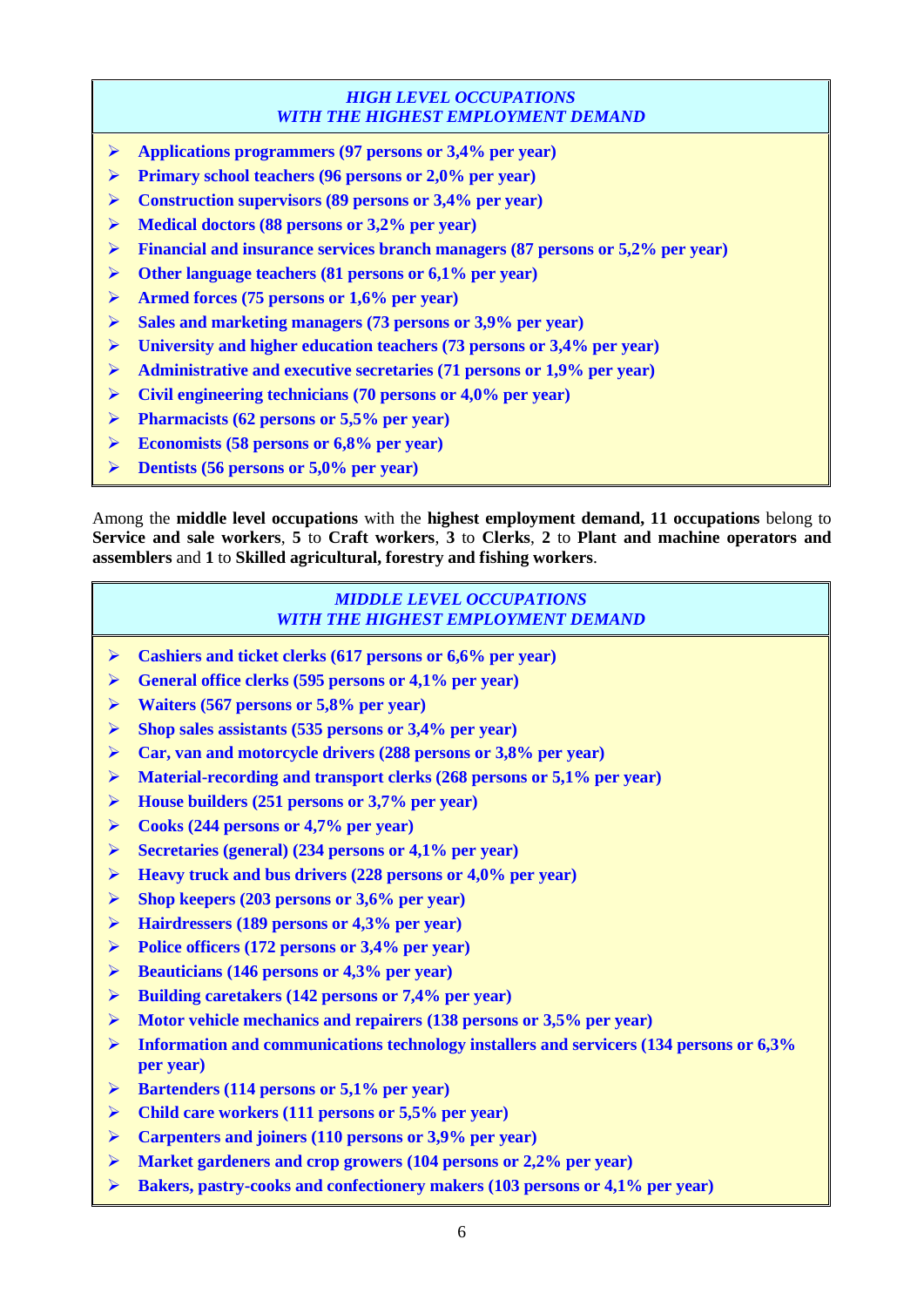***HIGH LEVEL OCCUPATIONS***
***WITH THE HIGHEST EMPLOYMENT DEMAND***

- **Applications programmers (97 persons or 3,4% per year)**
- **Primary school teachers (96 persons or 2,0% per year)**
- **Construction supervisors (89 persons or 3,4% per year)**
- **Medical doctors (88 persons or 3,2% per year)**
- **Financial and insurance services branch managers (87 persons or 5,2% per year)**
- **Other language teachers (81 persons or 6,1% per year)**
- **Armed forces (75 persons or 1,6% per year)**
- **Sales and marketing managers (73 persons or 3,9% per year)**
- **University and higher education teachers (73 persons or 3,4% per year)**
- **Administrative and executive secretaries (71 persons or 1,9% per year)**
- **Civil engineering technicians (70 persons or 4,0% per year)**
- **Pharmacists (62 persons or 5,5% per year)**
- **Economists (58 persons or 6,8% per year)**
- **Dentists (56 persons or 5,0% per year)**

Among the **middle level occupations** with the **highest employment demand, 11 occupations** belong to **Service and sale workers**, **5** to **Craft workers**, **3** to **Clerks**, **2** to **Plant and machine operators and assemblers** and **1** to **Skilled agricultural, forestry and fishing workers**.

***MIDDLE LEVEL OCCUPATIONS***
***WITH THE HIGHEST EMPLOYMENT DEMAND***

- **Cashiers and ticket clerks (617 persons or 6,6% per year)**
- **General office clerks (595 persons or 4,1% per year)**
- **Waiters (567 persons or 5,8% per year)**
- **Shop sales assistants (535 persons or 3,4% per year)**
- **Car, van and motorcycle drivers (288 persons or 3,8% per year)**
- **Material-recording and transport clerks (268 persons or 5,1% per year)**
- **House builders (251 persons or 3,7% per year)**
- **Cooks (244 persons or 4,7% per year)**
- **Secretaries (general) (234 persons or 4,1% per year)**
- **Heavy truck and bus drivers (228 persons or 4,0% per year)**
- **Shop keepers (203 persons or 3,6% per year)**
- **Hairdressers (189 persons or 4,3% per year)**
- **Police officers (172 persons or 3,4% per year)**
- **Beauticians (146 persons or 4,3% per year)**
- **Building caretakers (142 persons or 7,4% per year)**
- **Motor vehicle mechanics and repairers (138 persons or 3,5% per year)**
- **Information and communications technology installers and servicers (134 persons or 6,3% per year)**
- **Bartenders (114 persons or 5,1% per year)**
- **Child care workers (111 persons or 5,5% per year)**
- **Carpenters and joiners (110 persons or 3,9% per year)**
- **Market gardeners and crop growers (104 persons or 2,2% per year)**
- **Bakers, pastry-cooks and confectionery makers (103 persons or 4,1% per year)**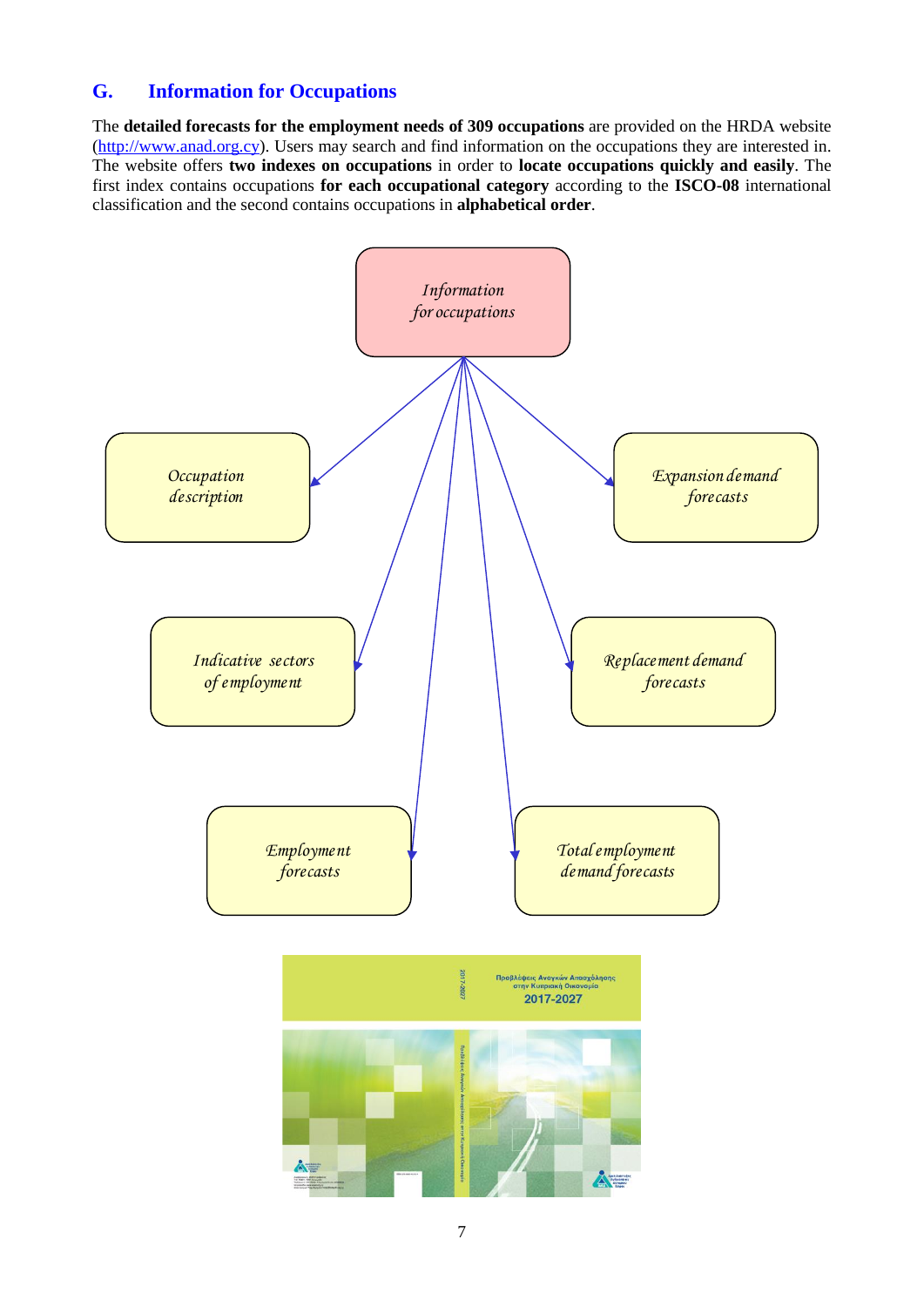## G. Information for Occupations

The **detailed forecasts for the employment needs of 309 occupations** are provided on the HRDA website (http://www.anad.org.cy). Users may search and find information on the occupations they are interested in. The website offers **two indexes on occupations** in order to **locate occupations quickly and easily**. The first index contains occupations **for each occupational category** according to the **ISCO-08** international classification and the second contains occupations in **alphabetical order**.

*Information for occupations*

*Occupation description*

*Expansion demand forecasts*

*Indicative sectors of employment*

*Replacement demand forecasts*

*Employment forecasts*

*Total employment demand forecasts*